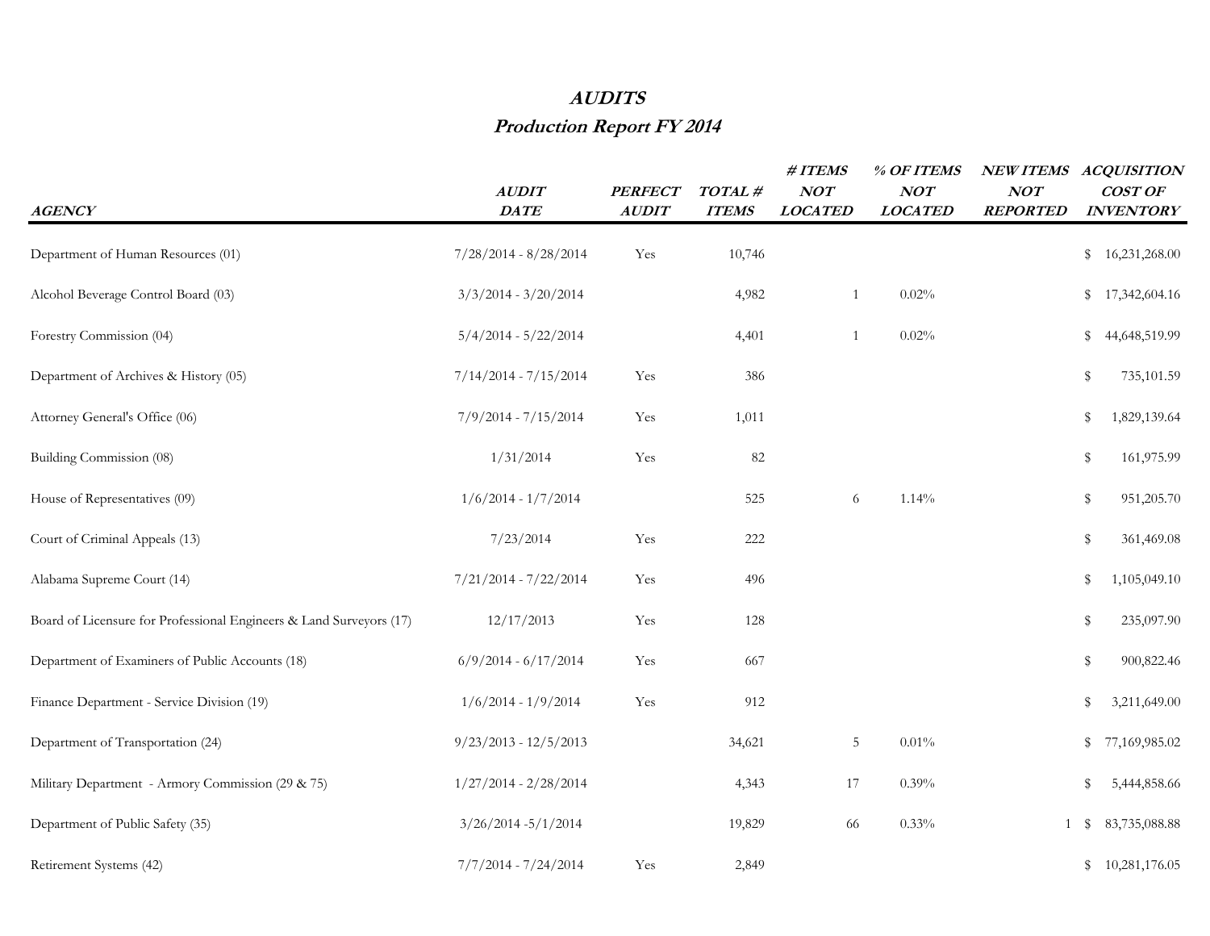# *AUDITS*

## *Production Report FY 2014*

| *AGENCY* | *AUDIT DATE* | *PERFECT AUDIT* | *TOTAL # ITEMS* | *# ITEMS NOT LOCATED* | *% OF ITEMS NOT LOCATED* | *NEW ITEMS NOT REPORTED* | *ACQUISITION COST OF INVENTORY* |
|---|---|---|---|---|---|---|---|
| Department of Human Resources (01) | 7/28/2014 - 8/28/2014 | Yes | 10,746 | | | | $ 16,231,268.00 |
| Alcohol Beverage Control Board (03) | 3/3/2014 - 3/20/2014 | | 4,982 | 1 | 0.02% | | $ 17,342,604.16 |
| Forestry Commission (04) | 5/4/2014 - 5/22/2014 | | 4,401 | 1 | 0.02% | | $ 44,648,519.99 |
| Department of Archives & History (05) | 7/14/2014 - 7/15/2014 | Yes | 386 | | | | $ 735,101.59 |
| Attorney General's Office (06) | 7/9/2014 - 7/15/2014 | Yes | 1,011 | | | | $ 1,829,139.64 |
| Building Commission (08) | 1/31/2014 | Yes | 82 | | | | $ 161,975.99 |
| House of Representatives (09) | 1/6/2014 - 1/7/2014 | | 525 | 6 | 1.14% | | $ 951,205.70 |
| Court of Criminal Appeals (13) | 7/23/2014 | Yes | 222 | | | | $ 361,469.08 |
| Alabama Supreme Court (14) | 7/21/2014 - 7/22/2014 | Yes | 496 | | | | $ 1,105,049.10 |
| Board of Licensure for Professional Engineers & Land Surveyors (17) | 12/17/2013 | Yes | 128 | | | | $ 235,097.90 |
| Department of Examiners of Public Accounts (18) | 6/9/2014 - 6/17/2014 | Yes | 667 | | | | $ 900,822.46 |
| Finance Department - Service Division (19) | 1/6/2014 - 1/9/2014 | Yes | 912 | | | | $ 3,211,649.00 |
| Department of Transportation (24) | 9/23/2013 - 12/5/2013 | | 34,621 | 5 | 0.01% | | $ 77,169,985.02 |
| Military Department - Armory Commission (29 & 75) | 1/27/2014 - 2/28/2014 | | 4,343 | 17 | 0.39% | | $ 5,444,858.66 |
| Department of Public Safety (35) | 3/26/2014 -5/1/2014 | | 19,829 | 66 | 0.33% | 1 | $ 83,735,088.88 |
| Retirement Systems (42) | 7/7/2014 - 7/24/2014 | Yes | 2,849 | | | | $ 10,281,176.05 |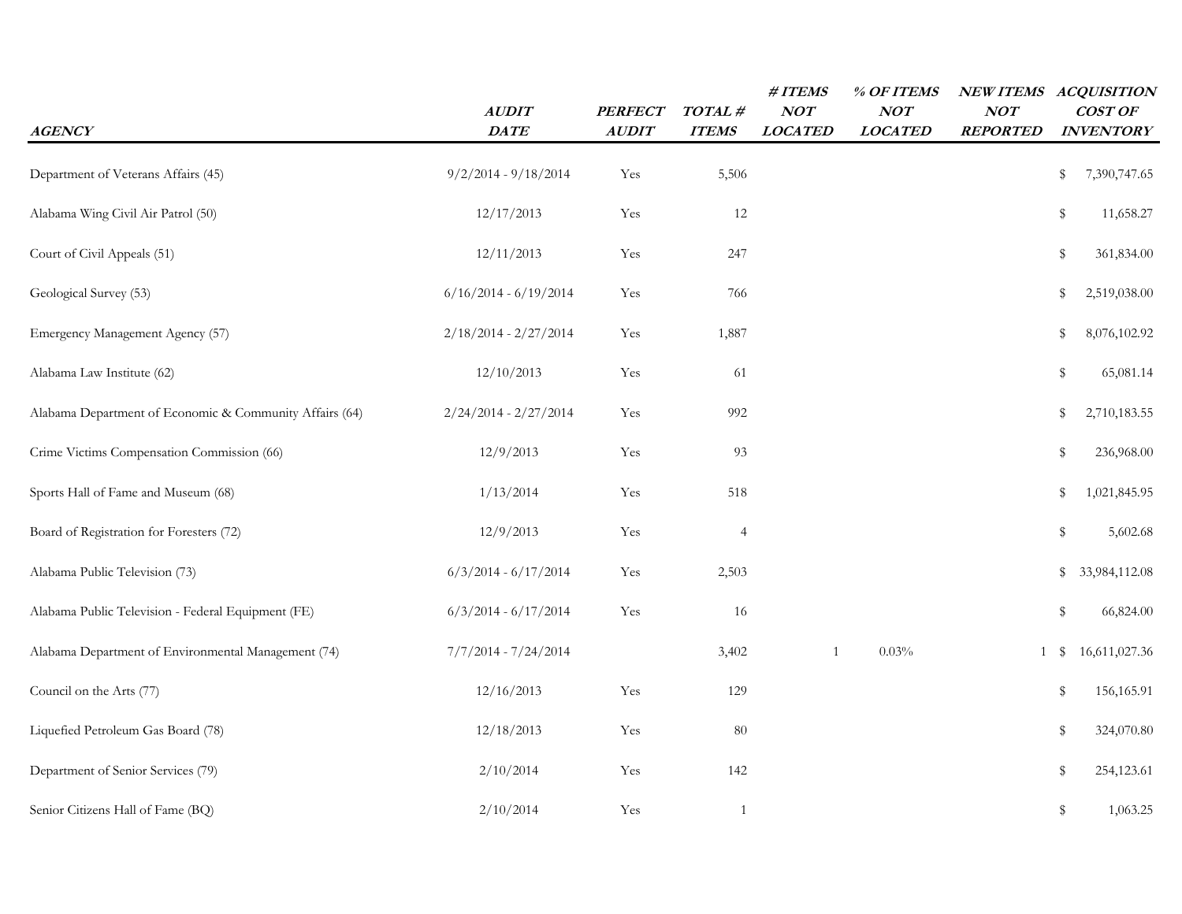| AGENCY | AUDIT DATE | PERFECT AUDIT | TOTAL # ITEMS | # ITEMS NOT LOCATED | % OF ITEMS NOT LOCATED | NEW ITEMS NOT REPORTED | ACQUISITION COST OF INVENTORY |
|---|---|---|---|---|---|---|---|
| Department of Veterans Affairs (45) | 9/2/2014 - 9/18/2014 | Yes | 5,506 | | | | $ 7,390,747.65 |
| Alabama Wing Civil Air Patrol (50) | 12/17/2013 | Yes | 12 | | | | $ 11,658.27 |
| Court of Civil Appeals (51) | 12/11/2013 | Yes | 247 | | | | $ 361,834.00 |
| Geological Survey (53) | 6/16/2014 - 6/19/2014 | Yes | 766 | | | | $ 2,519,038.00 |
| Emergency Management Agency (57) | 2/18/2014 - 2/27/2014 | Yes | 1,887 | | | | $ 8,076,102.92 |
| Alabama Law Institute (62) | 12/10/2013 | Yes | 61 | | | | $ 65,081.14 |
| Alabama Department of Economic & Community Affairs (64) | 2/24/2014 - 2/27/2014 | Yes | 992 | | | | $ 2,710,183.55 |
| Crime Victims Compensation Commission (66) | 12/9/2013 | Yes | 93 | | | | $ 236,968.00 |
| Sports Hall of Fame and Museum (68) | 1/13/2014 | Yes | 518 | | | | $ 1,021,845.95 |
| Board of Registration for Foresters (72) | 12/9/2013 | Yes | 4 | | | | $ 5,602.68 |
| Alabama Public Television (73) | 6/3/2014 - 6/17/2014 | Yes | 2,503 | | | | $ 33,984,112.08 |
| Alabama Public Television - Federal Equipment (FE) | 6/3/2014 - 6/17/2014 | Yes | 16 | | | | $ 66,824.00 |
| Alabama Department of Environmental Management (74) | 7/7/2014 - 7/24/2014 | | 3,402 | 1 | 0.03% | 1 | $ 16,611,027.36 |
| Council on the Arts (77) | 12/16/2013 | Yes | 129 | | | | $ 156,165.91 |
| Liquefied Petroleum Gas Board (78) | 12/18/2013 | Yes | 80 | | | | $ 324,070.80 |
| Department of Senior Services (79) | 2/10/2014 | Yes | 142 | | | | $ 254,123.61 |
| Senior Citizens Hall of Fame (BQ) | 2/10/2014 | Yes | 1 | | | | $ 1,063.25 |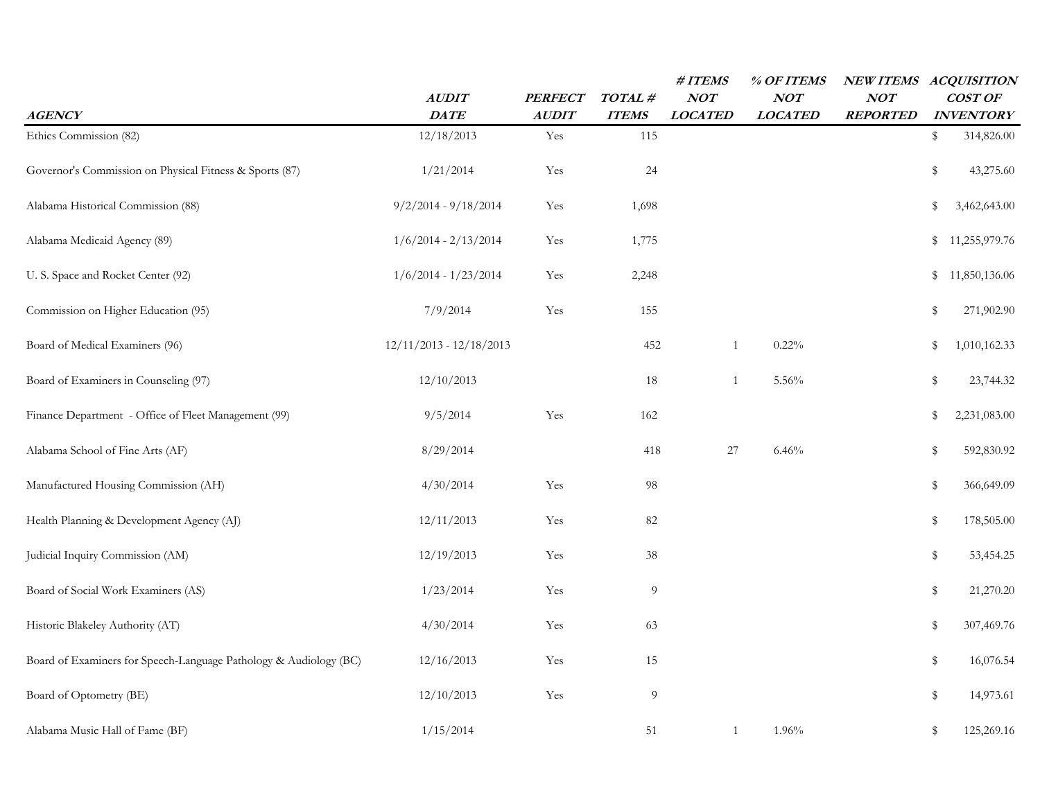| *AGENCY* | *AUDIT DATE* | *PERFECT AUDIT* | *TOTAL # ITEMS* | *# ITEMS NOT LOCATED* | *% OF ITEMS NOT LOCATED* | *NEW ITEMS NOT REPORTED* | *ACQUISITION COST OF INVENTORY* |
|---|---|---|---|---|---|---|---|
| Ethics Commission (82) | 12/18/2013 | Yes | 115 | | | | $ 314,826.00 |
| Governor's Commission on Physical Fitness & Sports (87) | 1/21/2014 | Yes | 24 | | | | $ 43,275.60 |
| Alabama Historical Commission (88) | 9/2/2014 - 9/18/2014 | Yes | 1,698 | | | | $ 3,462,643.00 |
| Alabama Medicaid Agency (89) | 1/6/2014 - 2/13/2014 | Yes | 1,775 | | | | $ 11,255,979.76 |
| U. S. Space and Rocket Center (92) | 1/6/2014 - 1/23/2014 | Yes | 2,248 | | | | $ 11,850,136.06 |
| Commission on Higher Education (95) | 7/9/2014 | Yes | 155 | | | | $ 271,902.90 |
| Board of Medical Examiners (96) | 12/11/2013 - 12/18/2013 | | 452 | 1 | 0.22% | | $ 1,010,162.33 |
| Board of Examiners in Counseling (97) | 12/10/2013 | | 18 | 1 | 5.56% | | $ 23,744.32 |
| Finance Department - Office of Fleet Management (99) | 9/5/2014 | Yes | 162 | | | | $ 2,231,083.00 |
| Alabama School of Fine Arts (AF) | 8/29/2014 | | 418 | 27 | 6.46% | | $ 592,830.92 |
| Manufactured Housing Commission (AH) | 4/30/2014 | Yes | 98 | | | | $ 366,649.09 |
| Health Planning & Development Agency (AJ) | 12/11/2013 | Yes | 82 | | | | $ 178,505.00 |
| Judicial Inquiry Commission (AM) | 12/19/2013 | Yes | 38 | | | | $ 53,454.25 |
| Board of Social Work Examiners (AS) | 1/23/2014 | Yes | 9 | | | | $ 21,270.20 |
| Historic Blakeley Authority (AT) | 4/30/2014 | Yes | 63 | | | | $ 307,469.76 |
| Board of Examiners for Speech-Language Pathology & Audiology (BC) | 12/16/2013 | Yes | 15 | | | | $ 16,076.54 |
| Board of Optometry (BE) | 12/10/2013 | Yes | 9 | | | | $ 14,973.61 |
| Alabama Music Hall of Fame (BF) | 1/15/2014 | | 51 | 1 | 1.96% | | $ 125,269.16 |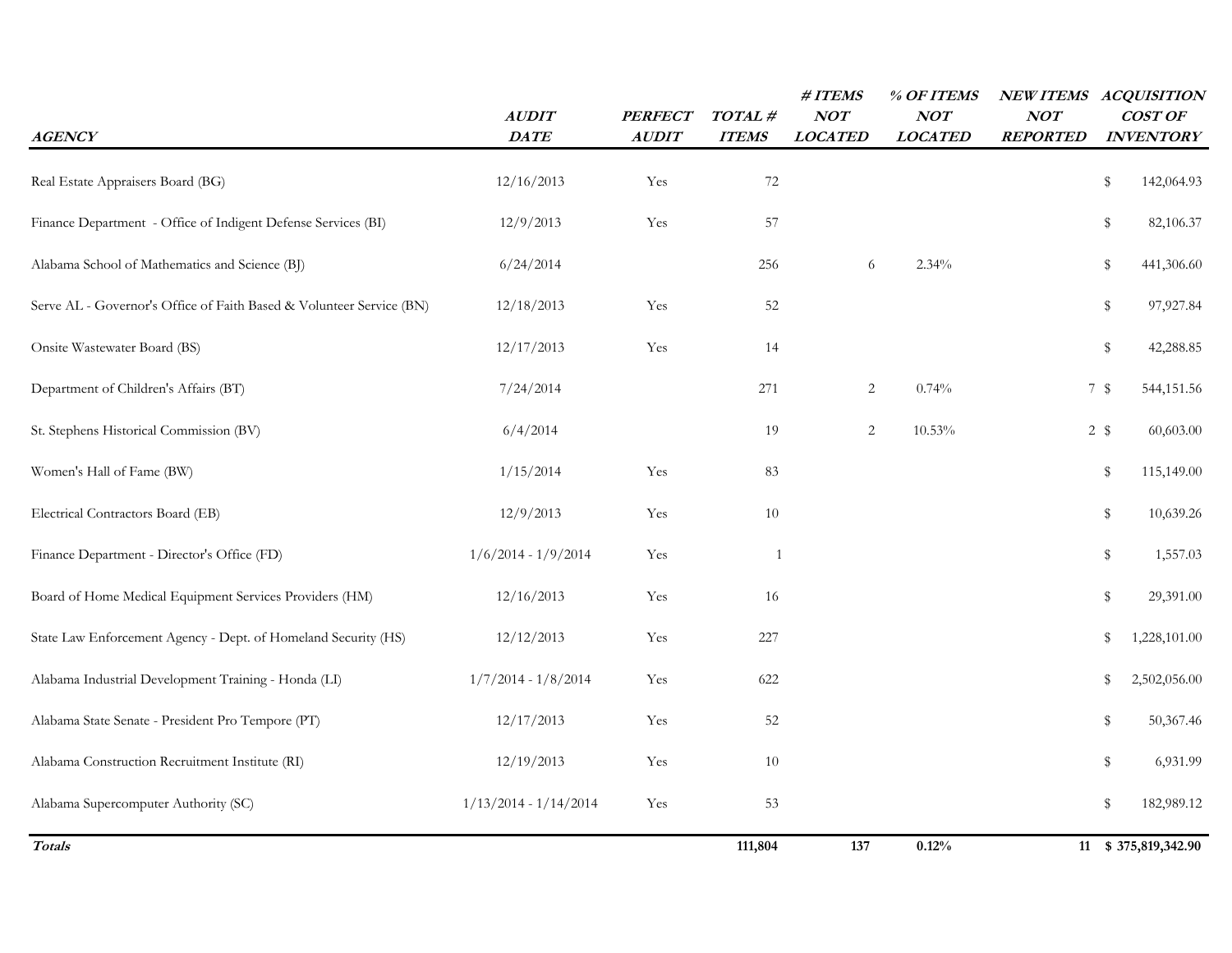| *AGENCY* | *AUDIT DATE* | *PERFECT AUDIT* | *TOTAL # ITEMS* | *# ITEMS NOT LOCATED* | *% OF ITEMS NOT LOCATED* | *NEW ITEMS NOT REPORTED* | *ACQUISITION COST OF INVENTORY* |
|---|---|---|---|---|---|---|---|
| Real Estate Appraisers Board (BG) | 12/16/2013 | Yes | 72 | | | | $ 142,064.93 |
| Finance Department - Office of Indigent Defense Services (BI) | 12/9/2013 | Yes | 57 | | | | $ 82,106.37 |
| Alabama School of Mathematics and Science (BJ) | 6/24/2014 | | 256 | 6 | 2.34% | | $ 441,306.60 |
| Serve AL - Governor's Office of Faith Based & Volunteer Service (BN) | 12/18/2013 | Yes | 52 | | | | $ 97,927.84 |
| Onsite Wastewater Board (BS) | 12/17/2013 | Yes | 14 | | | | $ 42,288.85 |
| Department of Children's Affairs (BT) | 7/24/2014 | | 271 | 2 | 0.74% | 7 | $ 544,151.56 |
| St. Stephens Historical Commission (BV) | 6/4/2014 | | 19 | 2 | 10.53% | 2 | $ 60,603.00 |
| Women's Hall of Fame (BW) | 1/15/2014 | Yes | 83 | | | | $ 115,149.00 |
| Electrical Contractors Board (EB) | 12/9/2013 | Yes | 10 | | | | $ 10,639.26 |
| Finance Department - Director's Office (FD) | 1/6/2014 - 1/9/2014 | Yes | 1 | | | | $ 1,557.03 |
| Board of Home Medical Equipment Services Providers (HM) | 12/16/2013 | Yes | 16 | | | | $ 29,391.00 |
| State Law Enforcement Agency - Dept. of Homeland Security (HS) | 12/12/2013 | Yes | 227 | | | | $ 1,228,101.00 |
| Alabama Industrial Development Training - Honda (LI) | 1/7/2014 - 1/8/2014 | Yes | 622 | | | | $ 2,502,056.00 |
| Alabama State Senate - President Pro Tempore (PT) | 12/17/2013 | Yes | 52 | | | | $ 50,367.46 |
| Alabama Construction Recruitment Institute (RI) | 12/19/2013 | Yes | 10 | | | | $ 6,931.99 |
| Alabama Supercomputer Authority (SC) | 1/13/2014 - 1/14/2014 | Yes | 53 | | | | $ 182,989.12 |
| ***Totals*** | | | **111,804** | **137** | **0.12%** | **11** | **$ 375,819,342.90** |